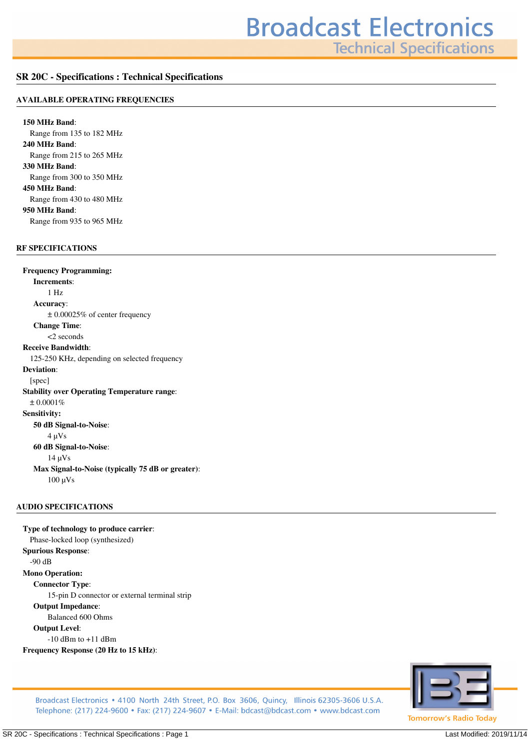## SR 20C - Specifications : Technical Specifications

### AVAILABLE OPERATING FREQUENCIES

**150 MHz Band**:
Range from 135 to 182 MHz

**240 MHz Band**:
Range from 215 to 265 MHz

**330 MHz Band**:
Range from 300 to 350 MHz

**450 MHz Band**:
Range from 430 to 480 MHz

**950 MHz Band**:
Range from 935 to 965 MHz

### RF SPECIFICATIONS

**Frequency Programming:**

- **Increments**:
  1 Hz
- **Accuracy**:
  ± 0.00025% of center frequency
- **Change Time**:
  <2 seconds

**Receive Bandwidth**:
125-250 KHz, depending on selected frequency

**Deviation**:
[spec]

**Stability over Operating Temperature range**:
± 0.0001%

**Sensitivity:**

- **50 dB Signal-to-Noise**:
  4 µVs
- **60 dB Signal-to-Noise**:
  14 µVs
- **Max Signal-to-Noise (typically 75 dB or greater)**:
  100 µVs

### AUDIO SPECIFICATIONS

**Type of technology to produce carrier**:
Phase-locked loop (synthesized)

**Spurious Response**:
-90 dB

**Mono Operation:**

- **Connector Type**:
  15-pin D connector or external terminal strip
- **Output Impedance**:
  Balanced 600 Ohms
- **Output Level**:
  -10 dBm to +11 dBm

**Frequency Response (20 Hz to 15 kHz)**:

Broadcast Electronics • 4100 North 24th Street, P.O. Box 3606, Quincy, Illinois 62305-3606 U.S.A.
Telephone: (217) 224-9600 • Fax: (217) 224-9607 • E-Mail: bdcast@bdcast.com • www.bdcast.com

Tomorrow's Radio Today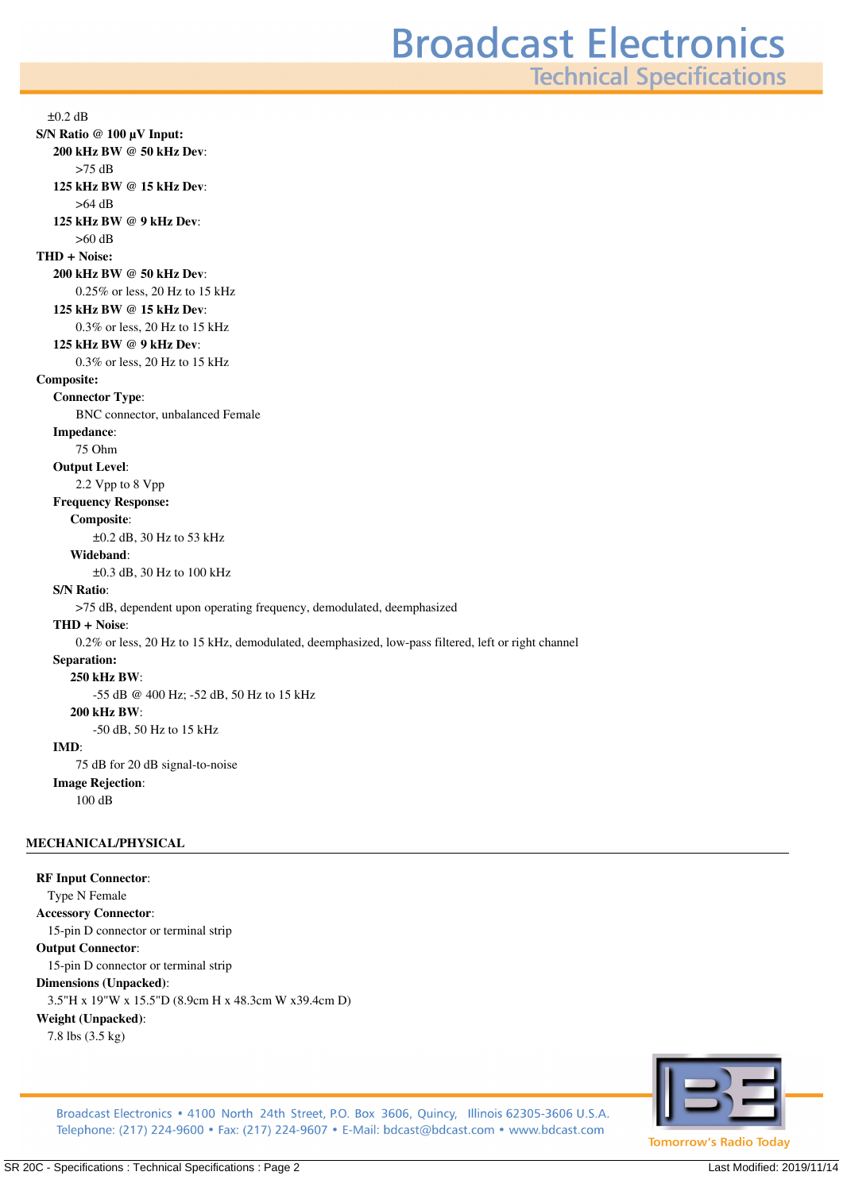±0.2 dB

**S/N Ratio @ 100 µV Input:**

**200 kHz BW @ 50 kHz Dev**:

>75 dB

**125 kHz BW @ 15 kHz Dev**:

>64 dB

**125 kHz BW @ 9 kHz Dev**:

>60 dB

**THD + Noise:**

**200 kHz BW @ 50 kHz Dev**:

0.25% or less, 20 Hz to 15 kHz

**125 kHz BW @ 15 kHz Dev**:

0.3% or less, 20 Hz to 15 kHz

**125 kHz BW @ 9 kHz Dev**:

0.3% or less, 20 Hz to 15 kHz

**Composite:**

**Connector Type**:

BNC connector, unbalanced Female

**Impedance**:

75 Ohm

**Output Level**:

2.2 Vpp to 8 Vpp

**Frequency Response:**

**Composite**:

±0.2 dB, 30 Hz to 53 kHz

**Wideband**:

±0.3 dB, 30 Hz to 100 kHz

**S/N Ratio**:

>75 dB, dependent upon operating frequency, demodulated, deemphasized

**THD + Noise**:

0.2% or less, 20 Hz to 15 kHz, demodulated, deemphasized, low-pass filtered, left or right channel

**Separation:**

**250 kHz BW**:

-55 dB @ 400 Hz; -52 dB, 50 Hz to 15 kHz

**200 kHz BW**:

-50 dB, 50 Hz to 15 kHz

**IMD**:

75 dB for 20 dB signal-to-noise

**Image Rejection**:

100 dB

## MECHANICAL/PHYSICAL

**RF Input Connector**:

Type N Female

**Accessory Connector**:

15-pin D connector or terminal strip

**Output Connector**:

15-pin D connector or terminal strip

**Dimensions (Unpacked)**:

3.5"H x 19"W x 15.5"D (8.9cm H x 48.3cm W x39.4cm D)

**Weight (Unpacked)**:

7.8 lbs (3.5 kg)

Broadcast Electronics • 4100 North 24th Street, P.O. Box 3606, Quincy, Illinois 62305-3606 U.S.A.
Telephone: (217) 224-9600 • Fax: (217) 224-9607 • E-Mail: bdcast@bdcast.com • www.bdcast.com

Tomorrow's Radio Today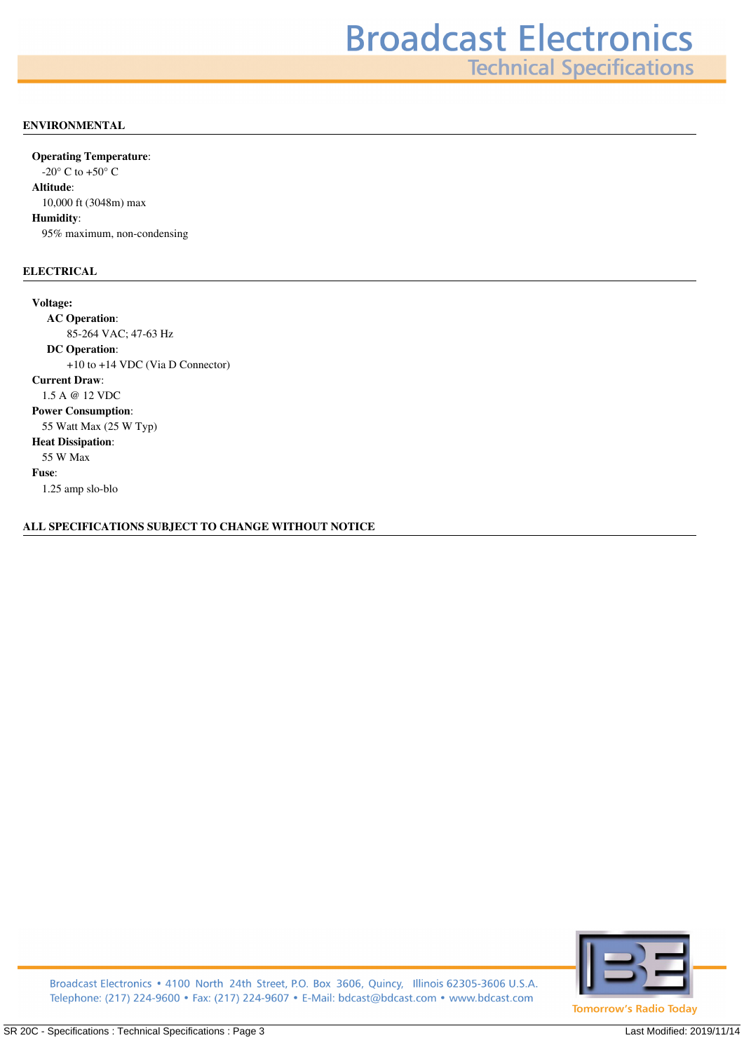## ENVIRONMENTAL

**Operating Temperature**:
-20° C to +50° C

**Altitude**:
10,000 ft (3048m) max

**Humidity**:
95% maximum, non-condensing

## ELECTRICAL

**Voltage:**

**AC Operation**:
85-264 VAC; 47-63 Hz

**DC Operation**:
+10 to +14 VDC (Via D Connector)

**Current Draw**:
1.5 A @ 12 VDC

**Power Consumption**:
55 Watt Max (25 W Typ)

**Heat Dissipation**:
55 W Max

**Fuse**:
1.25 amp slo-blo

## ALL SPECIFICATIONS SUBJECT TO CHANGE WITHOUT NOTICE